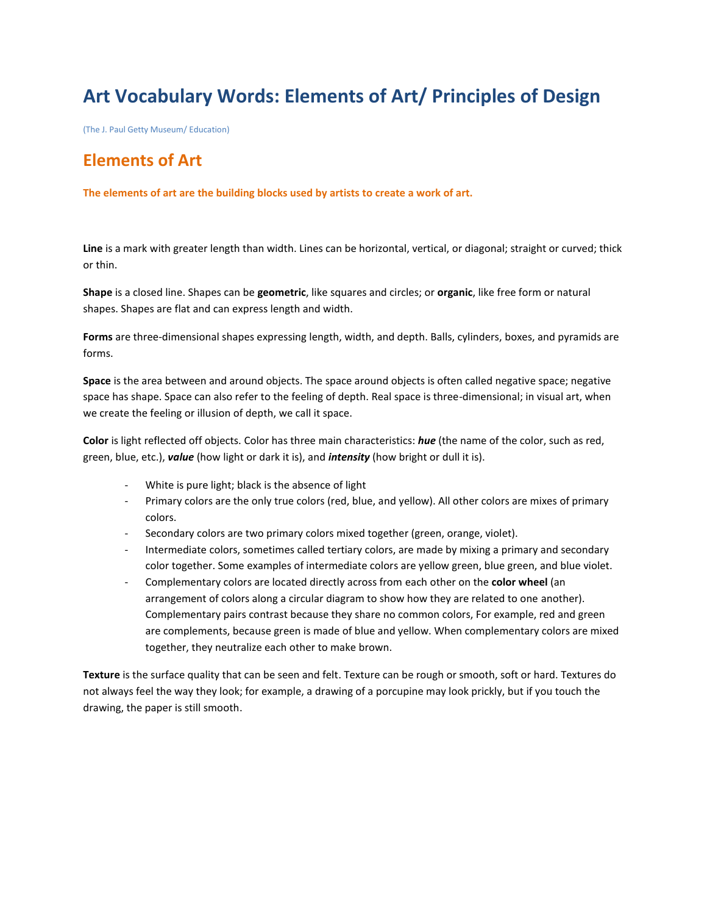# Art Vocabulary Words: Elements of Art/ Principles of Design

(The J. Paul Getty Museum/ Education)

## Elements of Art

**The elements of art are the building blocks used by artists to create a work of art.**

**Line** is a mark with greater length than width. Lines can be horizontal, vertical, or diagonal; straight or curved; thick or thin.

**Shape** is a closed line. Shapes can be **geometric**, like squares and circles; or **organic**, like free form or natural shapes. Shapes are flat and can express length and width.

**Forms** are three-dimensional shapes expressing length, width, and depth. Balls, cylinders, boxes, and pyramids are forms.

**Space** is the area between and around objects. The space around objects is often called negative space; negative space has shape. Space can also refer to the feeling of depth. Real space is three-dimensional; in visual art, when we create the feeling or illusion of depth, we call it space.

**Color** is light reflected off objects. Color has three main characteristics: ***hue*** (the name of the color, such as red, green, blue, etc.), ***value*** (how light or dark it is), and ***intensity*** (how bright or dull it is).

- White is pure light; black is the absence of light
- Primary colors are the only true colors (red, blue, and yellow). All other colors are mixes of primary colors.
- Secondary colors are two primary colors mixed together (green, orange, violet).
- Intermediate colors, sometimes called tertiary colors, are made by mixing a primary and secondary color together. Some examples of intermediate colors are yellow green, blue green, and blue violet.
- Complementary colors are located directly across from each other on the **color wheel** (an arrangement of colors along a circular diagram to show how they are related to one another). Complementary pairs contrast because they share no common colors, For example, red and green are complements, because green is made of blue and yellow. When complementary colors are mixed together, they neutralize each other to make brown.

**Texture** is the surface quality that can be seen and felt. Texture can be rough or smooth, soft or hard. Textures do not always feel the way they look; for example, a drawing of a porcupine may look prickly, but if you touch the drawing, the paper is still smooth.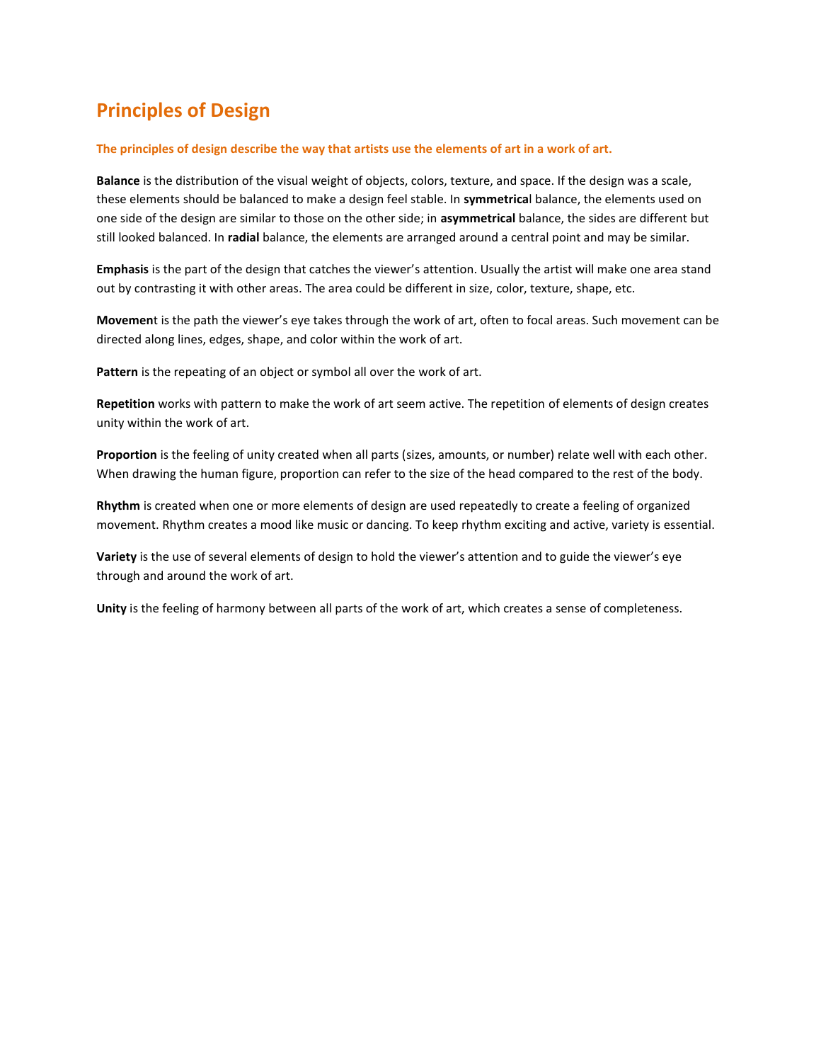## Principles of Design

**The principles of design describe the way that artists use the elements of art in a work of art.**

**Balance** is the distribution of the visual weight of objects, colors, texture, and space. If the design was a scale, these elements should be balanced to make a design feel stable. In **symmetrica**l balance, the elements used on one side of the design are similar to those on the other side; in **asymmetrical** balance, the sides are different but still looked balanced. In **radial** balance, the elements are arranged around a central point and may be similar.

**Emphasis** is the part of the design that catches the viewer's attention. Usually the artist will make one area stand out by contrasting it with other areas. The area could be different in size, color, texture, shape, etc.

**Movemen**t is the path the viewer's eye takes through the work of art, often to focal areas. Such movement can be directed along lines, edges, shape, and color within the work of art.

**Pattern** is the repeating of an object or symbol all over the work of art.

**Repetition** works with pattern to make the work of art seem active. The repetition of elements of design creates unity within the work of art.

**Proportion** is the feeling of unity created when all parts (sizes, amounts, or number) relate well with each other. When drawing the human figure, proportion can refer to the size of the head compared to the rest of the body.

**Rhythm** is created when one or more elements of design are used repeatedly to create a feeling of organized movement. Rhythm creates a mood like music or dancing. To keep rhythm exciting and active, variety is essential.

**Variety** is the use of several elements of design to hold the viewer's attention and to guide the viewer's eye through and around the work of art.

**Unity** is the feeling of harmony between all parts of the work of art, which creates a sense of completeness.